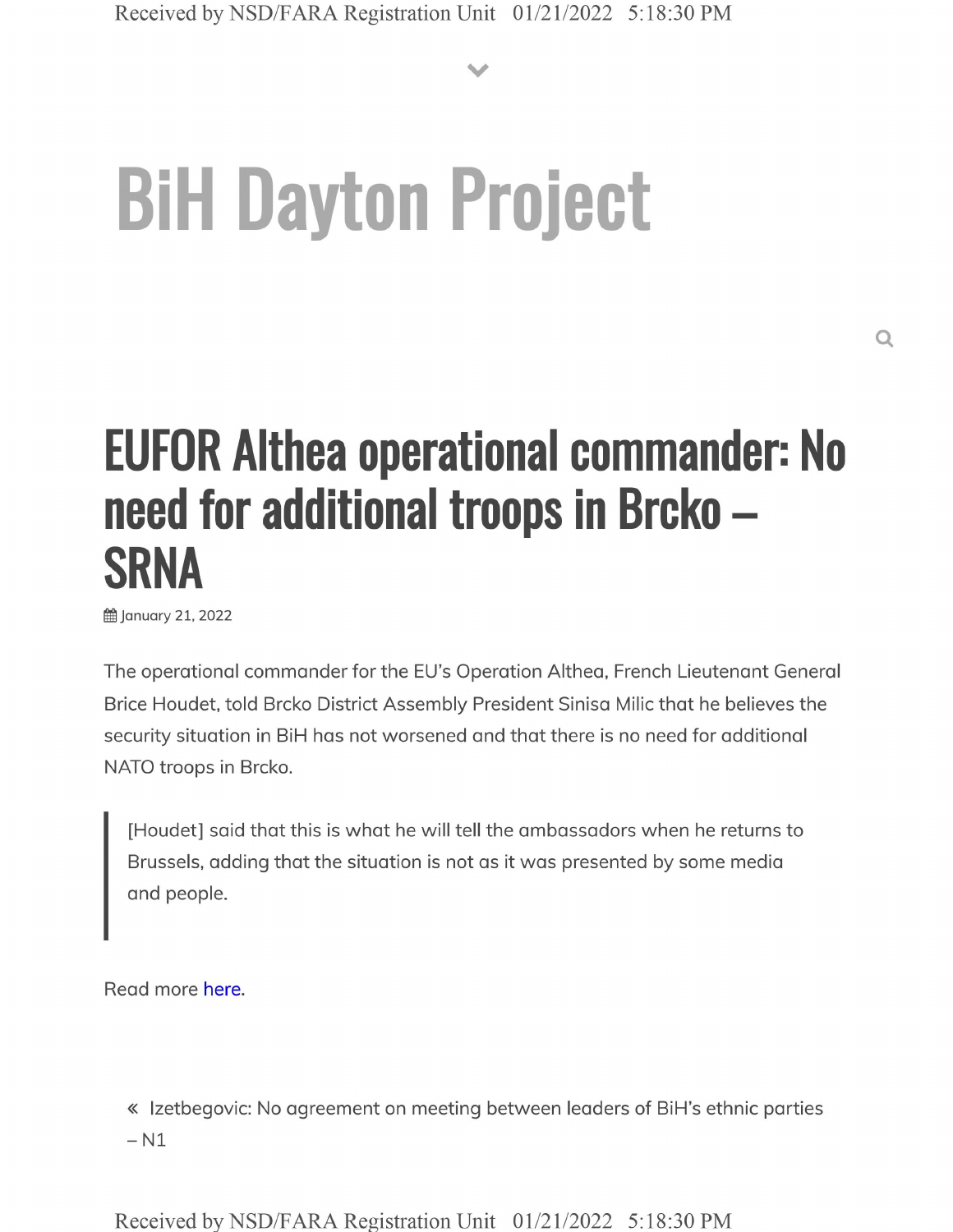BiH Dayton Project

# EUFOR Althea operational commander: No need for additional troops in Brcko – SRNA

January 21, 2022

The operational commander for the EU's Operation Althea, French Lieutenant General Brice Houdet, told Brcko District Assembly President Sinisa Milic that he believes the security situation in BiH has not worsened and that there is no need for additional NATO troops in Brcko.

> [Houdet] said that this is what he will tell the ambassadors when he returns to Brussels, adding that the situation is not as it was presented by some media and people.

Read more here.

« Izetbegovic: No agreement on meeting between leaders of BiH's ethnic parties – N1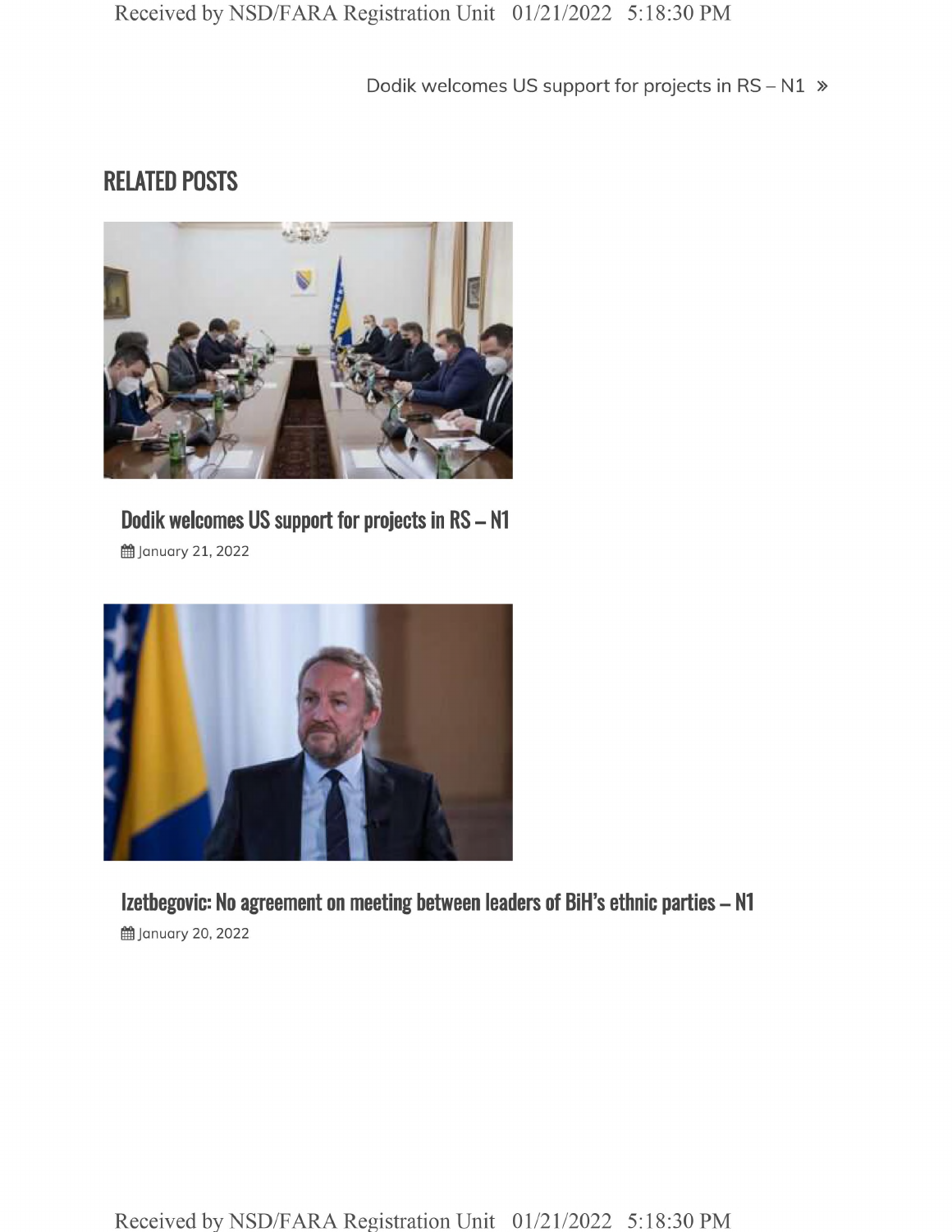Dodik welcomes US support for projects in RS – N1 »

## RELATED POSTS

### Dodik welcomes US support for projects in RS – N1

January 21, 2022

### Izetbegovic: No agreement on meeting between leaders of BiH's ethnic parties – N1

January 20, 2022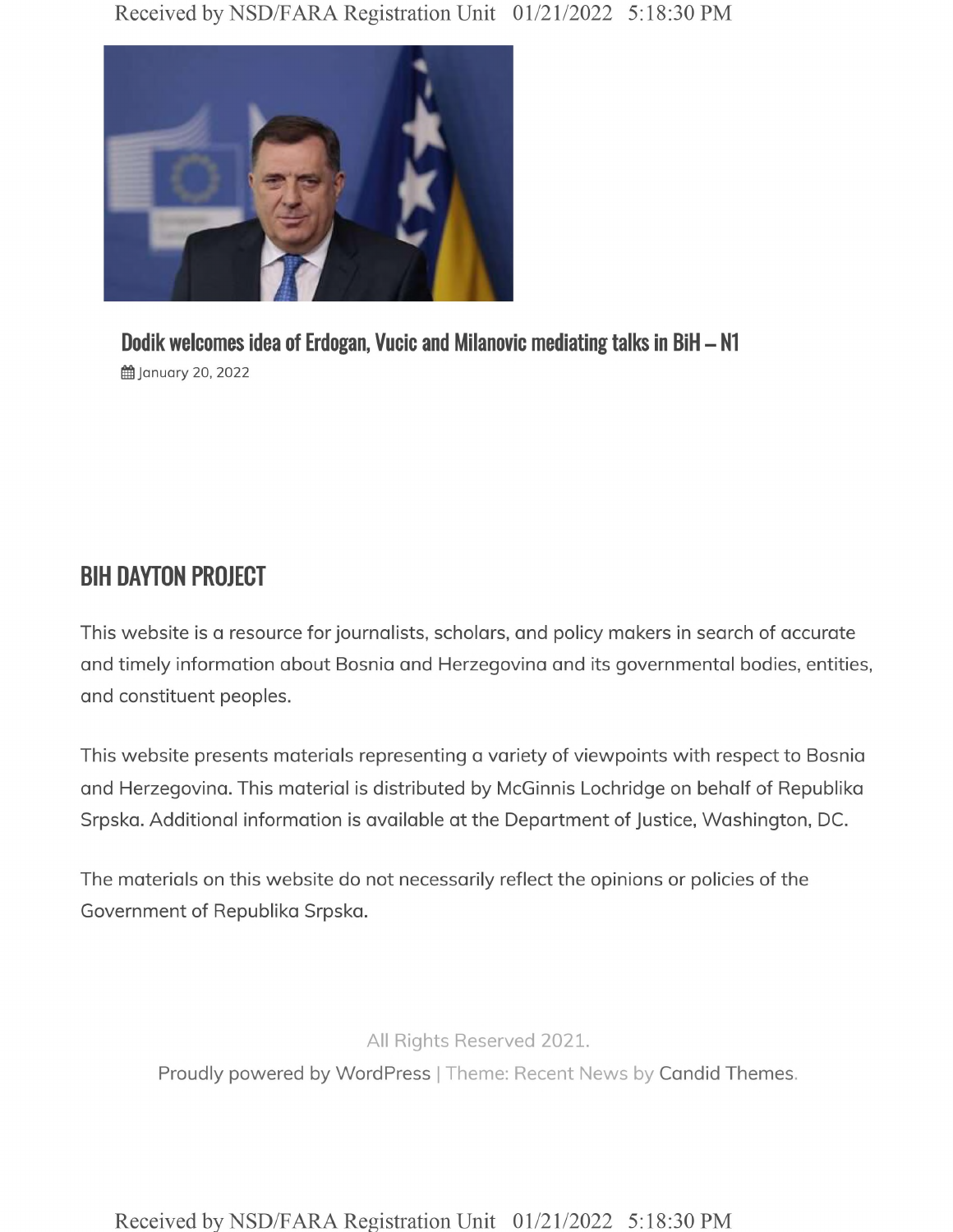**Dodik welcomes idea of Erdogan, Vucic and Milanovic mediating talks in BiH – N1**

January 20, 2022

## BIH DAYTON PROJECT

This website is a resource for journalists, scholars, and policy makers in search of accurate and timely information about Bosnia and Herzegovina and its governmental bodies, entities, and constituent peoples.

This website presents materials representing a variety of viewpoints with respect to Bosnia and Herzegovina. This material is distributed by McGinnis Lochridge on behalf of Republika Srpska. Additional information is available at the Department of Justice, Washington, DC.

The materials on this website do not necessarily reflect the opinions or policies of the Government of Republika Srpska.

All Rights Reserved 2021.

Proudly powered by WordPress | Theme: Recent News by Candid Themes.